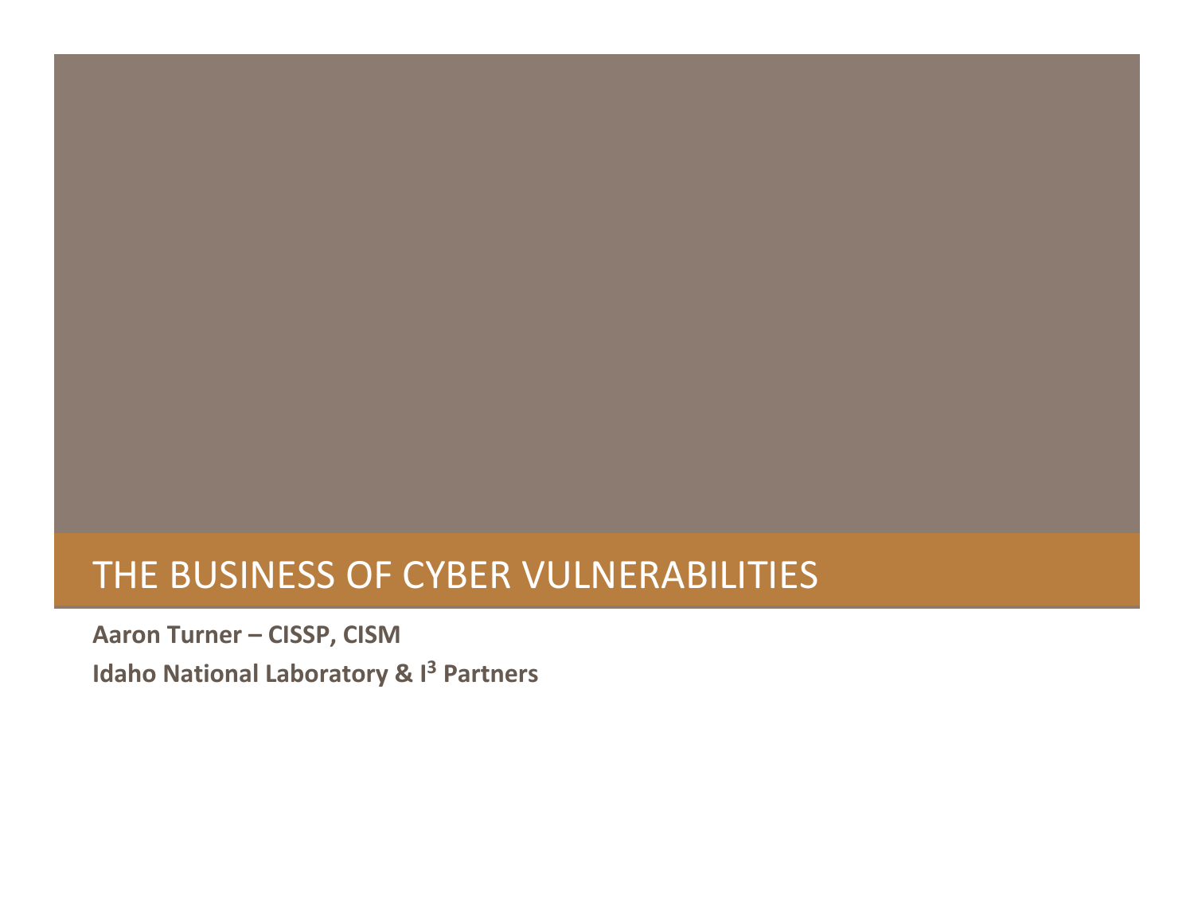# THE BUSINESS OF CYBER VULNERABILITIES

**Aaron Turner – CISSP, CISM**

**Idaho National Laboratory & I$^3$ Partners**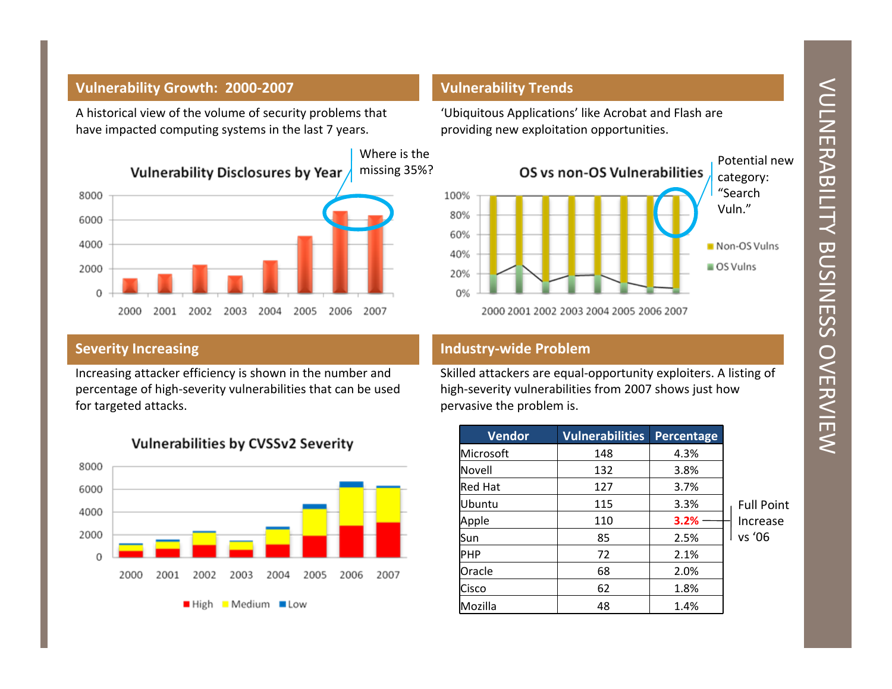# VULNERABILITY BUSINESS OVERVIEW

## Vulnerability Growth: 2000-2007

A historical view of the volume of security problems that have impacted computing systems in the last 7 years.

**Vulnerability Disclosures by Year**

Where is the missing 35%?

## Vulnerability Trends

'Ubiquitous Applications' like Acrobat and Flash are providing new exploitation opportunities.

**OS vs non-OS Vulnerabilities**

Potential new category: "Search Vuln."

## Severity Increasing

Increasing attacker efficiency is shown in the number and percentage of high-severity vulnerabilities that can be used for targeted attacks.

**Vulnerabilities by CVSSv2 Severity**

## Industry-wide Problem

Skilled attackers are equal-opportunity exploiters. A listing of high-severity vulnerabilities from 2007 shows just how pervasive the problem is.

| Vendor | Vulnerabilities | Percentage |
|---|---|---|
| Microsoft | 148 | 4.3% |
| Novell | 132 | 3.8% |
| Red Hat | 127 | 3.7% |
| Ubuntu | 115 | 3.3% |
| Apple | 110 | **3.2%** |
| Sun | 85 | 2.5% |
| PHP | 72 | 2.1% |
| Oracle | 68 | 2.0% |
| Cisco | 62 | 1.8% |
| Mozilla | 48 | 1.4% |

Full Point Increase vs '06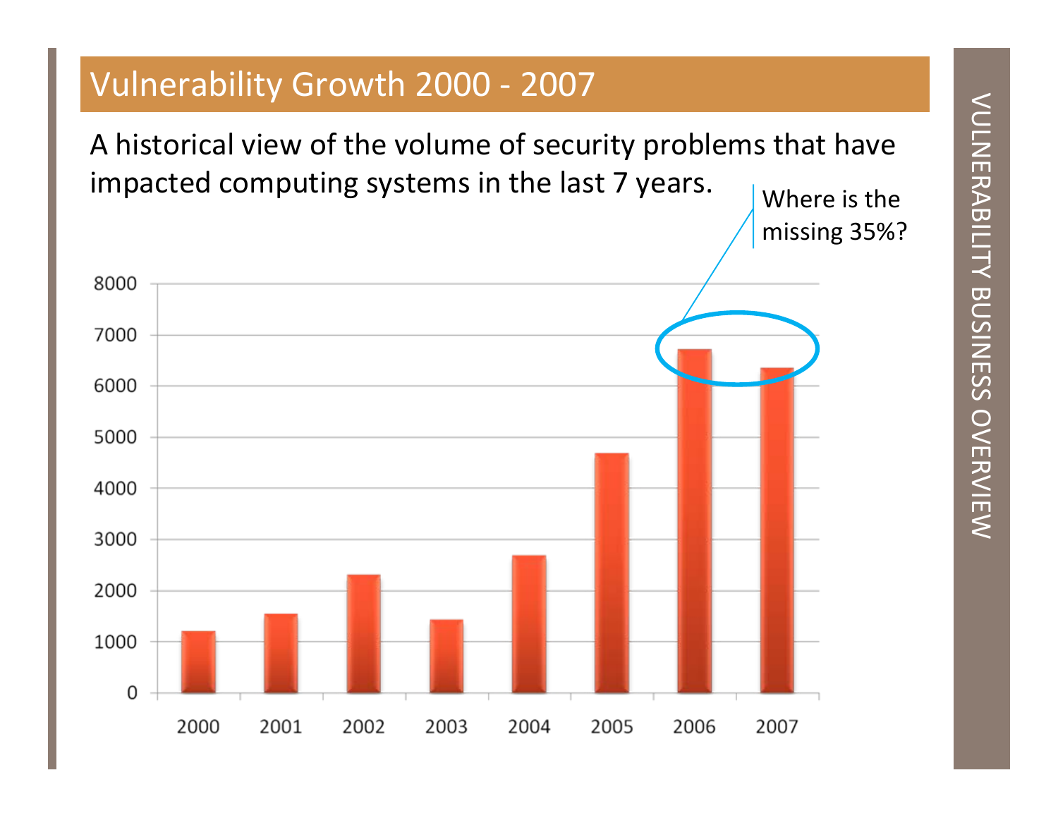# Vulnerability Growth 2000 - 2007

A historical view of the volume of security problems that have impacted computing systems in the last 7 years.

Where is the missing 35%?

| Year | Vulnerabilities |
|---|---|
| 2000 | ~1200 |
| 2001 | ~1550 |
| 2002 | ~2300 |
| 2003 | ~1450 |
| 2004 | ~2700 |
| 2005 | ~4700 |
| 2006 | ~6700 |
| 2007 | ~6350 |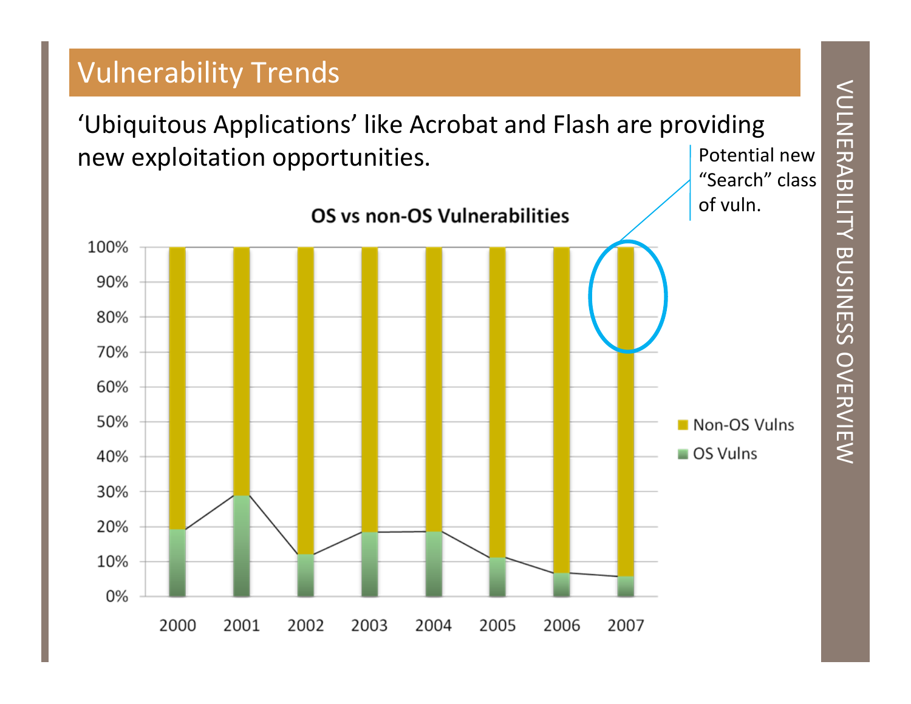# Vulnerability Trends

'Ubiquitous Applications' like Acrobat and Flash are providing new exploitation opportunities.

Potential new "Search" class of vuln.

**OS vs non-OS Vulnerabilities**

100%
90%
80%
70%
60%
50%
40%
30%
20%
10%
0%

2000 2001 2002 2003 2004 2005 2006 2007

Non-OS Vulns
OS Vulns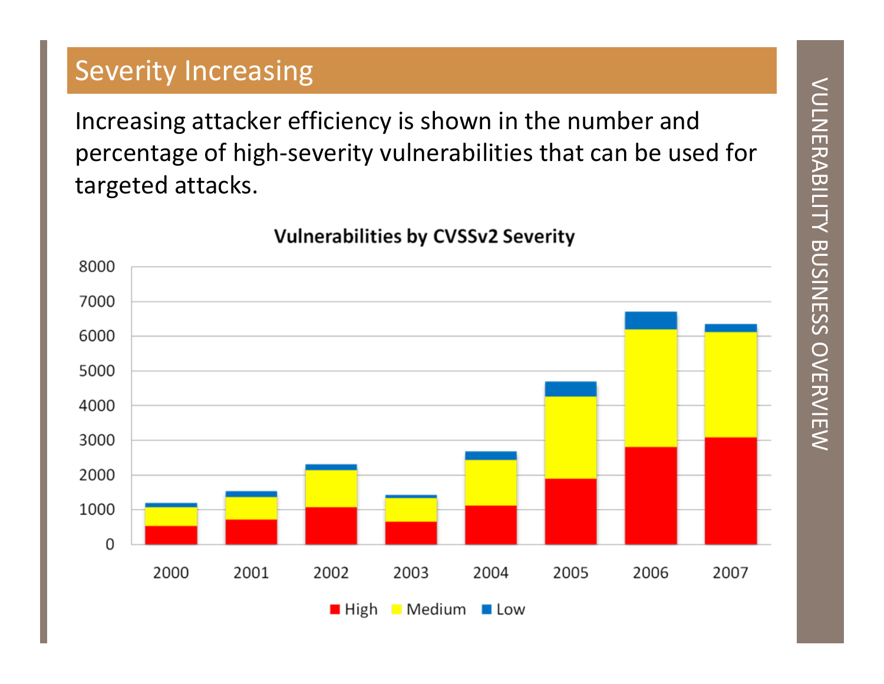# Severity Increasing

Increasing attacker efficiency is shown in the number and percentage of high-severity vulnerabilities that can be used for targeted attacks.

**Vulnerabilities by CVSSv2 Severity**

8000
7000
6000
5000
4000
3000
2000
1000
0

2000 2001 2002 2003 2004 2005 2006 2007

High Medium Low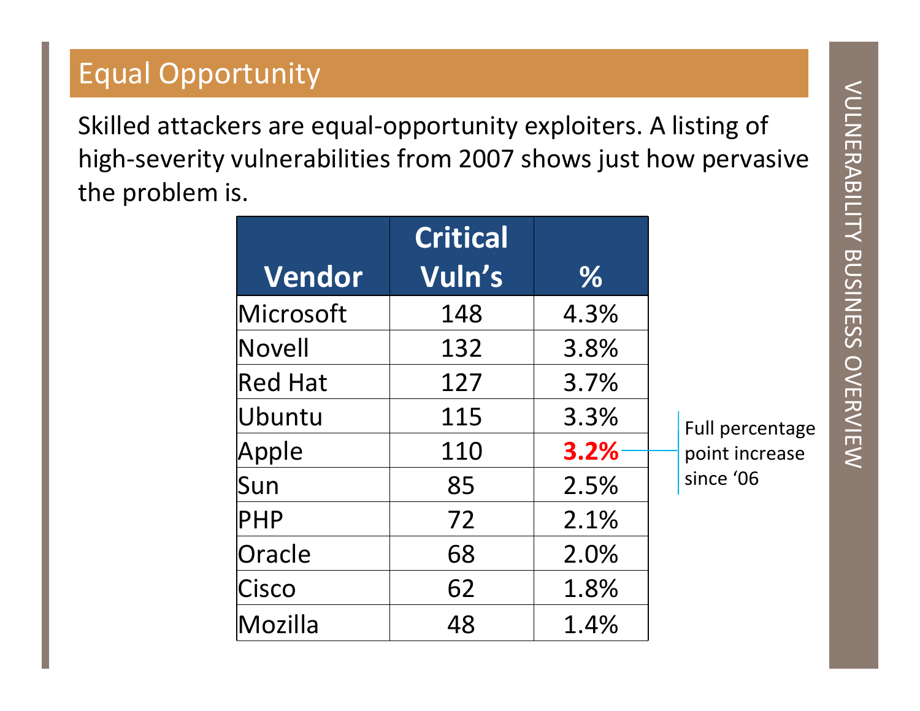## Equal Opportunity

Skilled attackers are equal-opportunity exploiters. A listing of high-severity vulnerabilities from 2007 shows just how pervasive the problem is.

| Vendor | Critical Vuln's | % |
|---|---|---|
| Microsoft | 148 | 4.3% |
| Novell | 132 | 3.8% |
| Red Hat | 127 | 3.7% |
| Ubuntu | 115 | 3.3% |
| Apple | 110 | **3.2%** |
| Sun | 85 | 2.5% |
| PHP | 72 | 2.1% |
| Oracle | 68 | 2.0% |
| Cisco | 62 | 1.8% |
| Mozilla | 48 | 1.4% |

Full percentage point increase since '06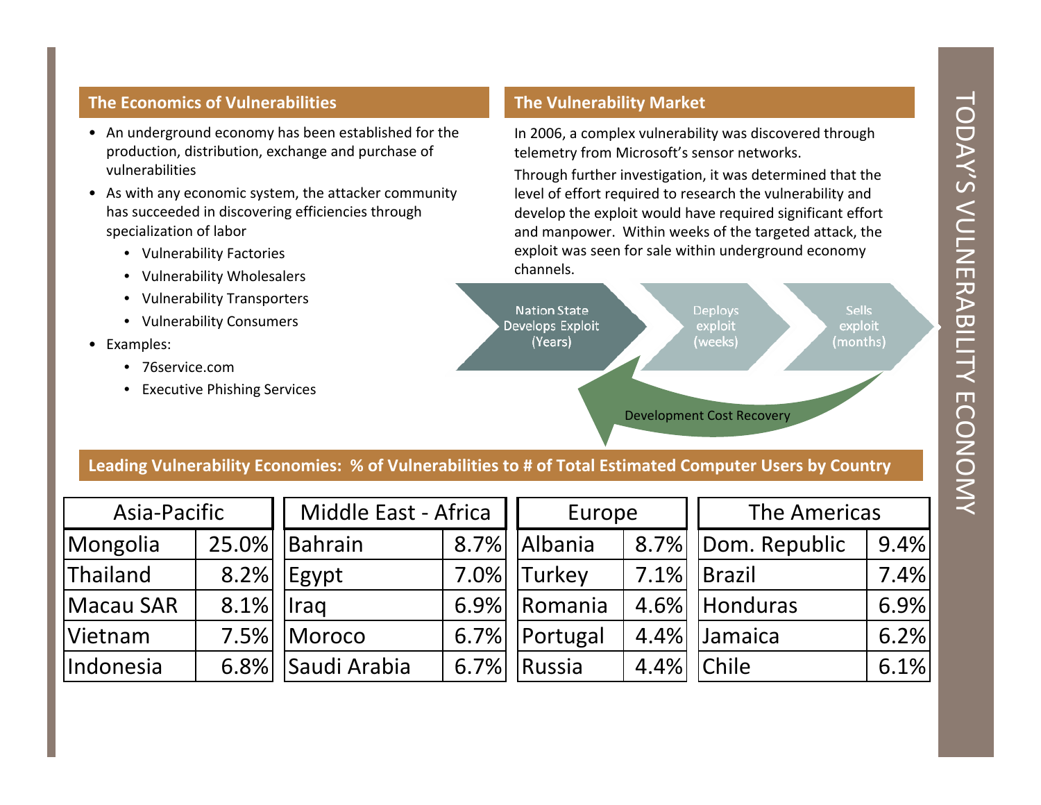# TODAY'S VULNERABILITY ECONOMY

## The Economics of Vulnerabilities

- An underground economy has been established for the production, distribution, exchange and purchase of vulnerabilities
- As with any economic system, the attacker community has succeeded in discovering efficiencies through specialization of labor
  - Vulnerability Factories
  - Vulnerability Wholesalers
  - Vulnerability Transporters
  - Vulnerability Consumers
- Examples:
  - 76service.com
  - Executive Phishing Services

## The Vulnerability Market

In 2006, a complex vulnerability was discovered through telemetry from Microsoft's sensor networks.

Through further investigation, it was determined that the level of effort required to research the vulnerability and develop the exploit would have required significant effort and manpower. Within weeks of the targeted attack, the exploit was seen for sale within underground economy channels.

Nation State Develops Exploit (Years) → Deploys exploit (weeks) → Sells exploit (months)

Development Cost Recovery

## Leading Vulnerability Economies: % of Vulnerabilities to # of Total Estimated Computer Users by Country

| Asia-Pacific | |
|---|---|
| Mongolia | 25.0% |
| Thailand | 8.2% |
| Macau SAR | 8.1% |
| Vietnam | 7.5% |
| Indonesia | 6.8% |

| Middle East - Africa | |
|---|---|
| Bahrain | 8.7% |
| Egypt | 7.0% |
| Iraq | 6.9% |
| Moroco | 6.7% |
| Saudi Arabia | 6.7% |

| Europe | |
|---|---|
| Albania | 8.7% |
| Turkey | 7.1% |
| Romania | 4.6% |
| Portugal | 4.4% |
| Russia | 4.4% |

| The Americas | |
|---|---|
| Dom. Republic | 9.4% |
| Brazil | 7.4% |
| Honduras | 6.9% |
| Jamaica | 6.2% |
| Chile | 6.1% |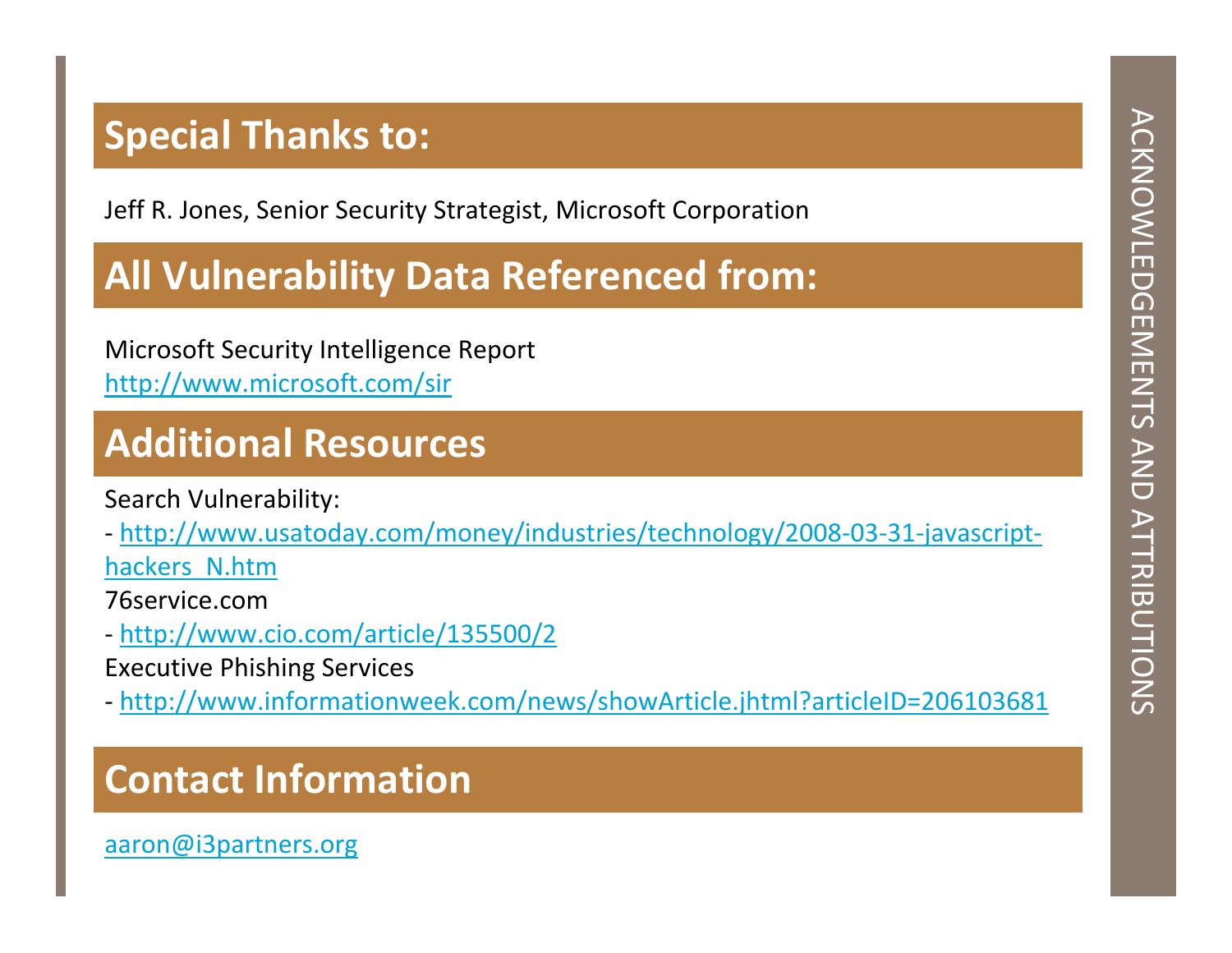# ACKNOWLEDGEMENTS AND ATTRIBUTIONS

## Special Thanks to:

Jeff R. Jones, Senior Security Strategist, Microsoft Corporation

## All Vulnerability Data Referenced from:

Microsoft Security Intelligence Report
http://www.microsoft.com/sir

## Additional Resources

Search Vulnerability:
- http://www.usatoday.com/money/industries/technology/2008-03-31-javascript-hackers_N.htm

76service.com
- http://www.cio.com/article/135500/2

Executive Phishing Services
- http://www.informationweek.com/news/showArticle.jhtml?articleID=206103681

## Contact Information

aaron@i3partners.org